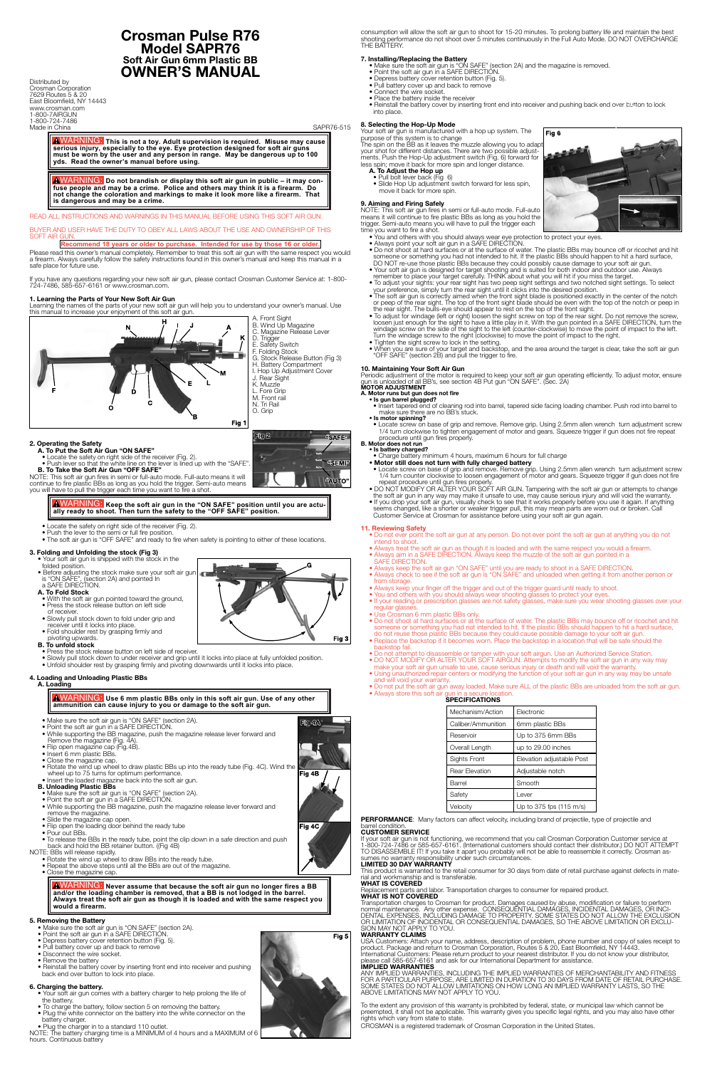# Crosman Pulse R76
# Model SAPR76
## Soft Air Gun 6mm Plastic BB
# OWNER'S MANUAL

Distributed by
Crosman Corporation
7629 Routes 5 & 20
East Bloomfield, NY 14443
www.crosman.com
1-800-7AIRGUN
1-800-724-7486
Made in China

SAPR76-515

**⚠WARNING: This is not a toy. Adult supervision is required. Misuse may cause serious injury, especially to the eye. Eye protection designed for soft air guns must be worn by the user and any person in range. May be dangerous up to 100 yds. Read the owner's manual before using.**

**⚠WARNING: Do not brandish or display this soft air gun in public – it may confuse people and may be a crime. Police and others may think it is a firearm. Do not change the coloration and markings to make it look more like a firearm. That is dangerous and may be a crime.**

READ ALL INSTRUCTIONS AND WARNINGS IN THIS MANUAL BEFORE USING THIS SOFT AIR GUN.

BUYER AND USER HAVE THE DUTY TO OBEY ALL LAWS ABOUT THE USE AND OWNERSHIP OF THIS SOFT AIR GUN.

**Recommend 18 years or older to purchase. Intended for use by those 16 or older.**

Please read this owner's manual completely. Remember to treat this soft air gun with the same respect you would a firearm. Always carefully follow the safety instructions found in this owner's manual and keep this manual in a safe place for future use.

If you have any questions regarding your new soft air gun, please contact Crosman Customer Service at: 1-800-724-7486, 585-657-6161 or www.crosman.com.

### 1. Learning the Parts of Your New Soft Air Gun

Learning the names of the parts of your new soft air gun will help you to understand your owner's manual. Use this manual to increase your enjoyment of this soft air gun.

A. Front Sight
B. Wind Up Magazine
C. Magazine Release Lever
D. Trigger
E. Safety Switch
F. Folding Stock
G. Stock Release Button (Fig 3)
H. Battery Compartment
I. Hop Up Adjustment Cover
J. Rear Sight
K. Muzzle
L. Fore Grip
M. Front rail
N. Tri Rail
O. Grip

Fig 1

### 2. Operating the Safety

**A. To Put the Soft Air Gun "ON SAFE"**
- Locate the safety on right side of the receiver (Fig. 2).
- Push lever so that the white line on the lever is lined up with the "SAFE".

**B. To Take the Soft Air Gun "OFF SAFE"**

NOTE: This soft air gun fires in semi or full-auto mode. Full-auto means it will continue to fire plastic BBs as long as you hold the trigger. Semi-auto means you will have to pull the trigger each time you want to fire a shot.

Fig 2 — "SAFE" "SEMI" "AUTO"

**⚠WARNING: Keep the soft air gun in the "ON SAFE" position until you are actually ready to shoot. Then turn the safety to the "OFF SAFE" position.**

- Locate the safety on right side of the receiver (Fig. 2).
- Push the lever to the semi or full fire position.
- The soft air gun is "OFF SAFE" and ready to fire when safety is pointing to either of these locations.

### 3. Folding and Unfolding the stock (Fig 3)

- Your soft air gun is shipped with the stock in the folded position.
- Before adjusting the stock make sure your soft air gun is "ON SAFE", (section 2A) and pointed In a SAFE DIRECTION.

**A. To Fold Stock**
- With the soft air gun pointed toward the ground,
- Press the stock release button on left side of receiver.
- Slowly pull stock down to fold under grip and receiver until it locks into place.
- Fold shoulder rest by grasping firmly and pivoting upwards.

**B. To unfold stock**
- Press the stock release button on left side of receiver.
- Slowly pull stock down to under receiver and grip until it locks into place at fully unfolded position.
- Unfold shoulder rest by grasping firmly and pivoting downwards until it locks into place.

Fig 3

### 4. Loading and Unloading Plastic BBs

**A. Loading**

**⚠WARNING: Use 6 mm plastic BBs only in this soft air gun. Use of any other ammunition can cause injury to the user or damage to the soft air gun.**

- Make sure the soft air gun is "ON SAFE" (section 2A).
- Point the soft air gun in a SAFE DIRECTION.
- While supporting the BB magazine, push the magazine release lever forward and Remove the magazine (Fig. 4A).
- Flip open magazine cap (Fig.4B).
- Insert 6 mm plastic BBs.
- Close the magazine cap.
- Rotate the wind up wheel to draw plastic BBs up into the ready tube (Fig. 4C). Wind the wheel up to 75 turns for optimum performance.
- Insert the loaded magazine back into the soft air gun.

**B. Unloading Plastic BBs**
- Make sure the soft air gun is "ON SAFE" (section 2A).
- Point the soft air gun in a SAFE DIRECTION.
- While supporting the BB magazine, push the magazine release lever forward and remove the magazine.
- Slide the magazine cap open.
- Flip open the loading door behind the ready tube
- Pour out BBs.
- To release the BBs in the ready tube, point the clip down in a safe direction and push back and hold the BB retainer button. ((Fig 4B)

NOTE: BBs will release rapidly.
- Rotate the wind up wheel to draw BBs into the ready tube.
- Repeat the above steps until all the BBs are out of the magazine.
- Close the magazine cap.

Fig 4A, Fig 4B, Fig 4C

**⚠WARNING: Never assume that because the soft air gun no longer fires a BB and/or the loading chamber is removed, that a BB is not lodged in the barrel. Always treat the soft air gun as though it is loaded and with the same respect you would a firearm.**

### 5. Removing the Battery

- Make sure the soft air gun is "ON SAFE" (section 2A).
- Point the soft air gun in a SAFE DIRECTION.
- Depress battery cover retention button (Fig. 5).
- Pull battery cover up and back to remove
- Disconnect the wire socket.
- Remove the battery
- Reinstall the battery cover by inserting front end into receiver and pushing back end over button to lock into place.

Fig 5

### 6. Charging the battery.

- Your soft air gun comes with a battery charger to help prolong the life of the battery.
- To charge the battery, follow section 5 on removing the battery.
- Plug the white connector on the battery into the white connector on the battery charger.
- Plug the charger in to a standard 110 outlet.

NOTE: The battery charging time is a MINIMUM of 4 hours and a MAXIMUM of 6 hours. Continuous battery consumption will allow the soft air gun to shoot for 15-20 minutes. To prolong battery life and maintain the best shooting performance do not shoot over 5 minutes continuously in the Full Auto Mode. DO NOT OVERCHARGE THE BATTERY.

### 7. Installing/Replacing the Battery

- Make sure the soft air gun is "ON SAFE" (section 2A) and the magazine is removed.
- Point the soft air gun in a SAFE DIRECTION.
- Depress battery cover retention button (Fig. 5).
- Pull battery cover up and back to remove
- Connect the wire socket.
- Place the battery inside the receiver
- Reinstall the battery cover by inserting front end into receiver and pushing back end over button to lock into place.

### 8. Selecting the Hop-Up Mode

Your soft air gun is manufactured with a hop up system. The purpose of this system is to change
The spin on the BB as it leaves the muzzle allowing you to adapt your shot for different distances. There are two possible adjustments. Push the Hop-Up adjustment switch (Fig. 6) forward for less spin; move it back for more spin and longer distance.

**A. To Adjust the Hop up**
- Pull bolt lever back (Fig 6)
- Slide Hop Up adjustment switch forward for less spin, move it back for more spin.

Fig 6

### 9. Aiming and Firing Safely

NOTE: This soft air gun fires in semi or full-auto mode. Full-auto means it will continue to fire plastic BBs as long as you hold the trigger. Semi-auto means you will have to pull the trigger each time you want to fire a shot.

- You and others with you should always wear eye protection to protect your eyes.
- Always point your soft air gun in a SAFE DIRECTION.
- Do not shoot at hard surfaces or at the surface of water. The plastic BBs may bounce off or ricochet and hit someone or something you had not intended to hit. If the plastic BBs should happen to hit a hard surface, DO NOT re-use those plastic BBs because they could possibly cause damage to your soft air gun.
- Your soft air gun is designed for target shooting and is suited for both indoor and outdoor use. Always remember to place your target carefully. THINK about what you will hit if you miss the target.
- To adjust your sights: your rear sight has two peep sight settings and two notched sight settings. To select your preference, simply turn the rear sight until it clicks into the desired position.
- The soft air gun is correctly aimed when the front sight blade is positioned exactly in the center of the notch or peep of the rear sight. The top of the front sight blade should be even with the top of the notch or peep in the rear sight. The bulls-eye should appear to rest on the top of the front sight.
- To adjust for windage (left or right) loosen the sight screw on the top of the rear sight. Do not remove the screw, loosen just enough for the sight to have a little play in it. With the gun pointed in a SAFE DIRECTION, turn the windage screw on the side of the sight to the left (counter-clockwise) to move the point of impact to the left. Turn the windage screw to the right (clockwise) to move the point of impact to the right.
- Tighten the sight screw to lock in the setting.
- When you are sure of your target and backstop, and the area around the target is clear, take the soft air gun "OFF SAFE" (section 2B) and pull the trigger to fire.

### 10. Maintaining Your Soft Air Gun

Periodic adjustment of the motor is required to keep your soft air gun operating efficiently. To adjust motor, ensure gun is unloaded of all BB's, see section 4B Put gun "ON SAFE". (Sec. 2A)

**MOTOR ADJUSTMENT**

**A. Motor runs but gun does not fire**
- **Is gun barrel plugged?**
  - Insert tapered end of cleaning rod into barrel, tapered side facing loading chamber. Push rod into barrel to make sure there are no BB's stuck.
- **Is motor spinning?**
  - Locate screw on base of grip and remove. Remove grip. Using 2.5mm allen wrench turn adjustment screw 1/4 turn clockwise to tighten engagement of motor and gears. Squeeze trigger if gun does not fire repeat procedure until gun fires properly.

**B. Motor does not run**
- **Is battery charged?**
  - Charge battery minimum 4 hours, maximum 6 hours for full charge
- **Motor still does not turn with fully charged battery**
  - Locate screw on base of grip and remove. Remove grip. Using 2.5mm allen wrench turn adjustment screw 1/4 turn counter clockwise to loosen engagement of motor and gears. Squeeze trigger if gun does not fire repeat procedure until gun fires properly.
- DO NOT MODIFY OR ALTER YOUR SOFT AIR GUN. Tampering with the soft air gun or attempts to change the soft air gun in any way may make it unsafe to use, may cause serious injury and will void the warranty.
- If you drop your soft air gun, visually check to see that it works properly before you use it again. If anything seems changed, like a shorter or weaker trigger pull, this may mean parts are worn out or broken. Call Customer Service at Crosman for assistance before using your soft air gun again.

### 11. Reviewing Safety

- Do not ever point the soft air gun at any person. Do not ever point the soft air gun at anything you do not intend to shoot.
- Always treat the soft air gun as though it is loaded and with the same respect you would a firearm.
- Always aim in a SAFE DIRECTION. Always keep the muzzle of the soft air gun pointed in a SAFE DIRECTION.
- Always keep the soft air gun "ON SAFE" until you are ready to shoot in a SAFE DIRECTION.
- Always check to see if the soft air gun is "ON SAFE" and unloaded when getting it from another person or from storage.
- Always keep your finger off the trigger and out of the trigger guard until ready to shoot.
- You and others with you should always wear shooting glasses to protect your eyes.
- If your reading or prescription glasses are not safety glasses, make sure you wear shooting glasses over your regular glasses.
- Use Crosman 6 mm plastic BBs only.
- Do not shoot at hard surfaces or at the surface of water. The plastic BBs may bounce off or ricochet and hit someone or something you had not intended to hit. If the plastic BBs should happen to hit a hard surface, do not reuse those plastic BBs because they could cause possible damage to your soft air gun.
- Replace the backstop if it becomes worn. Place the backstop in a location that will be safe should the backstop fail.
- Do not attempt to disassemble or tamper with your soft airgun. Use an Authorized Service Station.
- DO NOT MODIFY OR ALTER YOUR SOFT AIRGUN. Attempts to modify the soft air gun in any way may make your soft air gun unsafe to use, cause serious injury or death and will void the warranty.
- Using unauthorized repair centers or modifying the function of your soft air gun in any way may be unsafe and will void your warranty.
- Do not put the soft air gun away loaded. Make sure ALL of the plastic BBs are unloaded from the soft air gun.
- Always store this soft air gun in a secure location.

**SPECIFICATIONS**

| | |
|---|---|
| Mechanism/Action | Electronic |
| Caliber/Ammunition | 6mm plastic BBs |
| Reservoir | Up to 375 6mm BBs |
| Overall Length | up to 29.00 inches |
| Sights Front | Elevation adjustable Post |
| Rear Elevation | Adjustable notch |
| Barrel | Smooth |
| Safety | Lever |
| Velocity | Up to 375 fps (115 m/s) |

**PERFORMANCE**: Many factors can affect velocity, including brand of projectile, type of projectile and barrel condition.

**CUSTOMER SERVICE**

If your soft air gun is not functioning, we recommend that you call Crosman Corporation Customer service at 1-800-724-7486 or 585-657-6161. (International customers should contact their distributor.) DO NOT ATTEMPT TO DISASSEMBLE IT! If you take it apart you probably will not be able to reassemble it correctly. Crosman assumes no warranty responsibility under such circumstances.

**LIMITED 30 DAY WARRANTY**

This product is warranted to the retail consumer for 30 days from date of retail purchase against defects in material and workmanship and is transferable.

**WHAT IS COVERED**

Replacement parts and labor. Transportation charges to consumer for repaired product.

**WHAT IS NOT COVERED**

Transportation charges to Crosman for product. Damages caused by abuse, modification or failure to perform normal maintenance. Any other expense. CONSEQUENTIAL DAMAGES, INCIDENTAL DAMAGES, OR INCIDENTAL EXPENSES, INCLUDING DAMAGE TO PROPERTY. SOME STATES DO NOT ALLOW THE EXCLUSION OR LIMITATION OF INCIDENTAL OR CONSEQUENTIAL DAMAGES, SO THE ABOVE LIMITATION OR EXCLUSION MAY NOT APPLY TO YOU.

**WARRANTY CLAIMS**

USA Customers: Attach your name, address, description of problem, phone number and copy of sales receipt to product. Package and return to Crosman Corporation, Routes 5 & 20, East Bloomfield, NY 14443. International Customers: Please return product to your nearest distributor. If you do not know your distributor, please call 585-657-6161 and ask for our International Department for assistance.

**IMPLIED WARRANTIES**

ANY IMPLIED WARRANTIES, INCLUDING THE IMPLIED WARRANTIES OF MERCHANTABILITY AND FITNESS FOR A PARTICULAR PURPOSE, ARE LIMITED IN DURATION TO 30 DAYS FROM DATE OF RETAIL PURCHASE. SOME STATES DO NOT ALLOW LIMITATIONS ON HOW LONG AN IMPLIED WARRANTY LASTS, SO THE ABOVE LIMITATIONS MAY NOT APPLY TO YOU.

To the extent any provision of this warranty is prohibited by federal, state, or municipal law which cannot be preempted, it shall not be applicable. This warranty gives you specific legal rights, and you may also have other rights which vary from state to state.

CROSMAN is a registered trademark of Crosman Corporation in the United States.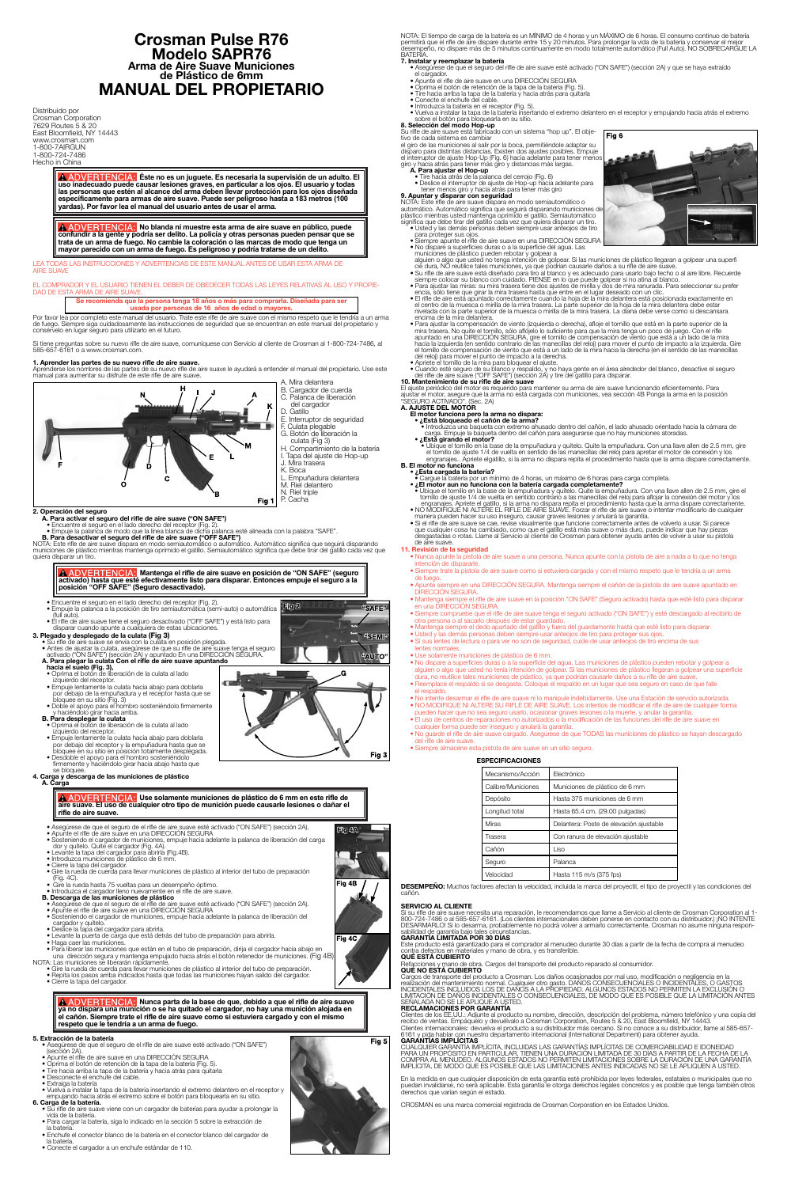# Crosman Pulse R76
## Modelo SAPR76
### Arma de Aire Suave Municiones de Plástico de 6mm
# MANUAL DEL PROPIETARIO

Distribuido por
Crosman Corporation
7629 Routes 5 & 20
East Bloomfield, NY 14443
www.crosman.com
1-800-7AIRGUN
1-800-724-7486
Hecho in China

**⚠ ADVERTENCIA: Éste no es un juguete. Es necesaria la supervisión de un adulto. El uso inadecuado puede causar lesiones graves, en particular a los ojos. El usuario y todas las personas que estén al alcance del arma deben llevar protección para los ojos diseñada especificamente para armas de aire suave. Puede ser peligroso hasta a 183 metros (100 yardas). Por favor lea el manual del usuario antes de usar el arma.**

**⚠ ADVERTENCIA: No blanda ni muestre esta arma de aire suave en público, puede confundir a la gente y podría ser delito. La policía y otras personas pueden pensar que se trata de un arma de fuego. No cambie la coloración o las marcas de modo que tenga un mayor parecido con un arma de fuego. Es peligroso y podría tratarse de un delito.**

LEA TODAS LAS INSTRUCCIONES Y ADVERTENCIAS DE ESTE MANUAL ANTES DE USAR ESTA ARMA DE AIRE SUAVE

EL COMPRADOR Y EL USUARIO TIENEN EL DEBER DE OBEDECER TODAS LAS LEYES RELATIVAS AL USO Y PROPIEDAD DE ESTA ARMA DE AIRE SUAVE.

**Se recomienda que la persona tenga 18 años o más para comprarla. Diseñada para ser usada por personas de 16 años de edad o mayores.**

Por favor lea por completo este manual del usuario. Trate este rifle de aire suave con el mismo respeto que le tendría a un arma de fuego. Siempre siga cuidadosamente las instrucciones de seguridad que se encuentran en este manual del propietario y consérvelo en lugar seguro para utilizarlo en el futuro.

Si tiene preguntas sobre su nuevo rifle de aire suave, comuníquese con Servicio al cliente de Crosman al 1-800-724-7486, al 585-657-6161 o a www.crosman.com.

**1. Aprender las partes de su nuevo rifle de aire suave.**
Aprenderse los nombres de las partes de su nuevo rifle de aire suave le ayudará a entender el manual del propietario. Use este manual para aumentar su disfrute de este rifle de aire suave.

A. Mira delantera
B. Cargador de cuerda
C. Palanca de liberación del cargador
D. Gatillo
E. Interruptor de seguridad
F. Culata plegable
G. Botón de liberación la culata (Fig 3)
H. Compartimiento de la batería
I. Tapa del ajuste de Hop-up
J. Mira trasera
K. Boca
L. Empuñadura delantera
M. Riel delantero
N. Riel triple
P. Cacha

Fig 1

**2. Operación del seguro**
**A. Para activar el seguro del rifle de aire suave ("ON SAFE")**
- Encuentre el seguro en el lado derecho del receptor (Fig. 2).
- Empuje la palanca de modo que la línea blanca de dicha palanca esté alineada con la palabra "SAFE".

**B. Para desactivar el seguro del rifle de aire suave ("OFF SAFE")**
NOTA: Este rifle de aire suave dispara en modo semiautomático o automático. Automático significa que seguirá disparando municiones de plástico mientras mantenga oprimido el gatillo. Semiautomático significa que debe tirar del gatillo cada vez que quiera disparar un tiro.

**⚠ ADVERTENCIA: Mantenga el rifle de aire suave en posición de "ON SAFE" (seguro activado) hasta que esté efectivamente listo para disparar. Entonces empuje el seguro a la posición "OFF SAFE" (Seguro desactivado).**

- Encuentre el seguro en el lado derecho del receptor (Fig. 2).
- Empuje la palanca a la posición de tiro semiautomática (semi-auto) o automática (full auto).
- El rifle de aire suave tiene el seguro desactivado ("OFF SAFE") y está listo para disparar cuando apunte a cualquiera de estas ubicaciones.

Fig 2 — "SAFE" "SEMI" "AUTO"

**3. Plegado y desplegado de la culata (Fig 3)**
- Su rifle de aire suave se envía con la culata en posición plegada.
- Antes de ajustar la culata, asegúrese de que su rifle de aire suave tenga el seguro activado ("ON SAFE") (sección 2A) y apuntando En una DIRECCIÓN SEGURA.

**A. Para plegar la culata Con el rifle de aire suave apuntando hacia el suelo (Fig. 3),**
- Oprima el botón de liberación de la culata al lado izquierdo del receptor.
- Empuje lentamente la culata hacia abajo para doblarla por debajo de la empuñadura y el receptor hasta que se bloquee en su sitio (Fig. 3)
- Doble el apoyo para el hombro sosteniéndolo firmemente y haciéndolo girar hacia arriba.

**B. Para desplegar la culata**
- Oprima el botón de liberación de la culata al lado izquierdo del receptor.
- Empuje lentamente la culata hacia abajo para doblarla por debajo del receptor y la empuñadura hasta que se bloquee en su sitio en posición totalmente desplegada.
- Desdoble el apoyo para el hombro sosteniéndolo firmemente y haciéndolo girar hacia abajo hasta que se bloquee.

Fig 3

**4. Carga y descarga de las municiones de plástico**
**A. Carga**

**⚠ ADVERTENCIA: Use solamente municiones de plástico de 6 mm en este rifle de aire suave. El uso de cualquier otro tipo de munición puede causarle lesiones o dañar el rifle de aire suave.**

- Asegúrese de que el seguro de el rifle de aire suave esté activado ("ON SAFE") (sección 2A).
- Apunte el rifle de aire suave en una DIRECCIÓN SEGURA
- Sosteniendo el cargador de municiones, empuje hacia adelante la palanca de liberación del cargador y quítelo. Quite el cargador (Fig. 4A).
- Levante la tapa del cargador para abrirla (Fig.4B).
- Introduzca municiones de plástico de 6 mm.
- Cierre la tapa del cargador.
- Gire la rueda de cuerda para llevar municiones de plástico al interior del tubo de preparación (Fig. 4C).
- Gire la rueda hasta 75 vueltas para un desempeño óptimo.
- Introduzca el cargador lleno nuevamente en el rifle de aire suave.

**B. Descarga de las municiones de plástico**
- Asegúrese de que el seguro de el rifle de aire suave esté activado ("ON SAFE") (sección 2A).
- Apunte el rifle de aire suave en una DIRECCIÓN SEGURA
- Sosteniendo el cargador de municiones, empuje hacia adelante la palanca de liberación del cargador y quítelo.
- Deslice la tapa del cargador para abrirla.
- Levante la puerta de carga que está detrás del tubo de preparación para abrirla.
- Haga caer las municiones.
- Para liberar las municiones que están en el tubo de preparación, dirija el cargador hacia abajo en una dirección segura y mantenga empujado hacia atrás el botón retenedor de municiones. (Fig 4B)

NOTA: Las municiones se liberarán rápidamente.
- Gire la rueda de cuerda para llevar municiones de plástico al interior del tubo de preparación.
- Repita los pasos arriba indicados hasta que todas las municiones hayan salido del cargador.
- Cierre la tapa del cargador.

Fig 4A
Fig 4B
Fig 4C

**⚠ ADVERTENCIA: Nunca parta de la base de que, debido a que el rifle de aire suave ya no dispara una munición o se ha quitado el cargador, no hay una munición alojada en el cañón. Siempre trate el rifle de aire suave como si estuviera cargado y con el mismo respeto que le tendría a un arma de fuego.**

**5. Extracción de la batería**
- Asegúrese de que el seguro de el rifle de aire suave esté activado ("ON SAFE") (sección 2A).
- Apunte el rifle de aire suave en una DIRECCIÓN SEGURA
- Oprima el botón de retención de la tapa de la batería (Fig. 5).
- Tire hacia arriba la tapa de la batería y hacia atrás para quitarla
- Desconecte el enchufe del cable.
- Extraiga la batería
- Vuelva a instalar la tapa de la batería insertando el extremo delantero en el receptor y empujando hacia atrás el extremo sobre el botón para bloquearla en su sitio.

Fig 5

**6. Carga de la batería.**
- Su rifle de aire suave viene con un cargador de baterías para ayudar a prolongar la vida de la batería.
- Para cargar la batería, siga lo indicado en la sección 5 sobre la extracción de la batería.
- Enchufe el conector blanco de la batería en el conector blanco del cargador de la batería.
- Conecte el cargador a un enchufe estándar de 110.

NOTA: El tiempo de carga de la batería es un MÍNIMO de 4 horas y un MÁXIMO de 6 horas. El consumo continuo de batería permitirá que el rifle de aire dispare durante entre 15 y 20 minutos. Para prolongar la vida de la batería y conservar el mejor desempeño, no dispare más de 5 minutos continuamente en modo totalmente automático (Full Auto). NO SOBRECARGUE LA BATERÍA.

**7. Instalar y reemplazar la batería**
- Asegúrese de que el seguro del rifle de aire suave esté activado ("ON SAFE") (sección 2A) y que se haya extraído el cargador.
- Apunte el rifle de aire suave en una DIRECCIÓN SEGURA
- Oprima el botón de retención de la tapa de la batería (Fig. 5).
- Tire hacia arriba la tapa de la batería y hacia atrás para quitarla
- Conecte el enchufe del cable.
- Introduzca la batería en el receptor (Fig. 5).
- Vuelva a instalar la tapa de la batería insertando el extremo delantero en el receptor y empujando hacia atrás el extremo sobre el botón para bloquearla en su sitio.

**8. Selección del modo Hop-up**
Su rifle de aire suave está fabricado con un sistema "hop up". El objetivo de cada sistema es cambiar el giro de las municiones al salir por la boca, permitiéndole adaptar su disparo para distintas distancias. Existen dos ajustes posibles. Empuje el interruptor de ajuste Hop-Up (Fig. 6) hacia adelante para tener menos giro y hacia atrás para tener más giro y distancias más largas.

**A. Para ajustar el Hop-up**
- Tire hacia atrás de la palanca del cerrojo (Fig. 6)
- Deslice el interruptor de ajuste de Hop-up hacia adelante para tener menos giro y hacia atrás para tener más giro

Fig 6

**9. Apuntar y disparar con seguridad**
NOTA: Este rifle de aire suave dispara en modo semiautomático o automático. Automático significa que seguirá disparando municiones de plástico mientras usted mantenga oprimido el gatillo. Semiautomático significa que debe tirar del gatillo cada vez que quiera disparar un tiro.
- Usted y las demás personas deben siempre usar anteojos de tiro para proteger sus ojos.
- Siempre apunte el rifle de aire suave en una DIRECCIÓN SEGURA
- No dispare a superficies duras o a la superficie del agua. Las municiones de plástico pueden rebotar y golpear a alguien o algo que usted no tenga intención de golpear. Si las municiones de plástico llegaran a golpear una superficie dura, NO reutilice tales municiones, ya que podrían causarle daños a su rifle de aire suave.
- Su rifle de aire suave está diseñado para tiro al blanco y es adecuado para usarlo bajo techo o al aire libre. Recuerde siempre colocar su blanco con cuidado. PIENSE en lo que puede golpear si no atina al blanco.
- Para ajustar las miras: su mira trasera tiene dos ajustes de mirilla y dos de mira ranurada. Para seleccionar su preferencia, sólo tiene que girar la mira trasera hasta que entre en el lugar deseado con un clic.
- El rifle de aire está apuntado correctamente cuando la hoja de la mira delantera está posicionada exactamente en el centro de la muesca o mirilla de la mira trasera. La parte superior de la hoja de la mira delantera debe estar nivelada con la parte superior de la muesca o mirilla de la mira trasera. La diana debe verse como si descansara encima de la mira delantera.
- Para ajustar la compensación de viento (izquierda o derecha), afloje el tornillo que está en la parte superior de la mira trasera. No quite el tornillo, sólo aflójelo lo suficiente para que la mira tenga un poco de juego. Con el rifle apuntando en una DIRECCIÓN SEGURA, gire el tornillo de compensación de viento que está a un lado de la mira hacia la izquierda (en sentido contrario de las manecillas del reloj) para mover el punto de impacto a la derecha. Gire el tornillo de compensación de viento que está a un lado de la mira hacia la derecha (en el sentido de las manecillas del reloj) para mover el punto de impacto a la derecha.
- Apriete el tornillo de la mira para bloquear el ajuste.
- Cuando esté seguro de su blanco y respaldo, y no haya gente en el área alrededor del blanco, desactive el seguro del rifle de aire suave ("OFF SAFE") (sección 2A) y tire del gatillo para disparar.

**10. Mantenimiento de su rifle de aire suave**
El ajuste periódico del motor es requerido para mantener su arma de aire suave funcionando eficientemente. Para ajustar el motor, asegure que la arma no esté cargado con municiones, vea sección 4B Ponga la arma en la posición "SEGURO ACTIVADO". (Sec. 2A)

**A. AJUSTE DEL MOTOR**
**El motor funciona pero la arma no dispara:**
- **¿Está bloqueado el cañón de la arma?**
  - Introduzca una baqueta con extremo ahusado dentro del cañón, el lado ahusado orientado hacia la cámara de carga. Empuje la baqueta dentro del cañón para asegurarse que no hay municiones atoradas.
- **¿Está girando el motor?**
  - Ubique el tornillo en la base de la empuñadura y quítelo. Quite la empuñadura. Con una llave allen de 2.5 mm, gire el tornillo de ajuste 1/4 de vuelta en sentido contrario de las manecillas del reloj para aflojar la conexión del motor y los engranajes.. Apriete elgatillo, si la arma no dispara repita el procedimiento hasta que la arma dispare correctamente.

**B. El motor no funciona**
- **¿Esta cargada la batería?**
  - Cargue la batería por un mínimo de 4 horas, un máximo de 6 horas para carga completa.
- **¿El motor aun no funciona con la batería cargada completamente?**
  - Ubique el tornillo en la base de la empuñadura y quítelo. Quite la empuñadura. Con una llave allen de 2.5 mm, gire el tornillo de ajuste 1/4 de vuelta en sentido contrario de las manecillas del reloj para apretar el motor de conexión y los engranajes. Apriete el gatillo, si la arma no dispara repita el procedimiento hasta que la arma dispare correctamente.
- NO MODIFIQUE NI ALTERE EL RIFLE DE AIRE SUAVE. Forzar el rifle de aire suave o intentar modificarlo de cualquier manera puede hacer su uso inseguro, causar graves lesiones y anulará la garantía.
- Si el rifle de aire suave se cae, revise visualmente que funcione correctamente antes de volverlo a usar. Si parece que cualquier cosa ha cambiado, como que el gatillo está más suave o más duro, puede indicar que hay piezas desgastadas o rotas. Llame al Servicio al cliente de Crosman para obtener ayuda antes de volver a usar su pistola de aire suave.

**11. Revisión de la seguridad**
- Nunca apunte la pistola de aire suave a una persona. Nunca apunte con la pistola de aire a nada a lo que no tenga intención de dispararle.
- Siempre trate la pistola de aire suave como si estuviera cargada y con el mismo respeto que le tendría a un arma de fuego.
- Apunte siempre en una DIRECCIÓN SEGURA. Mantenga siempre el cañón de la pistola de aire suave apuntando en DIRECCIÓN SEGURA.
- Mantenga siempre el rifle de aire suave en la posición "ON SAFE" (Seguro activado) hasta que esté listo para disparar en una DIRECCIÓN SEGURA.
- Siempre compruebe que el rifle de aire suave tenga el seguro activado ("ON SAFE") y esté descargado al recibirlo de otra persona o al sacarlo después de estar guardado.
- Mantenga siempre el dedo apartado del gatillo y fuera del guardamonte hasta que esté listo para disparar.
- Usted y las demás personas deben siempre usar anteojos de tiro para proteger sus ojos.
- Si sus lentes de lectura o para ver no son de seguridad, cuide de usar anteojos de tiro encima de sus lentes normales.
- Use solamente municiones de plástico de 6 mm.
- No dispare a superficies duras o a la superficie del agua. Las municiones de plástico pueden rebotar y golpear a alguien o algo que usted no tenía intención de golpear. Si las municiones de plástico llegaran a golpear una superficie dura, no reutilice las municiones de plástico, ya que podrían causarle daños a su rifle de aire suave.
- Reemplace el respaldo si se desgasta. Coloque el respaldo en un lugar que sea seguro en caso de que falle el respaldo.
- No intente desarmar el rifle de aire suave ni lo manipule indebidamente. Use una Estación de servicio autorizada.
- NO MODIFIQUE NI ALTERE SU RIFLE DE AIRE SUAVE. Los intentos de modificar el rifle de aire de cualquier forma pueden hacer que no sea seguro usarlo, ocasionar graves lesiones o la muerte, y anular la garantía.
- El uso de centros de reparaciones no autorizados o la modificación de las funciones del rifle de aire suave en cualquier forma puede ser inseguro y anulará la garantía.
- No guarde el rifle de aire suave cargado. Asegúrese de que TODAS las municiones de plástico se hayan descargado del rifle de aire suave.
- Siempre almacene esta pistola de aire suave en un sitio seguro.

**ESPECIFICACIONES**

| Mecanismo/Acción | Electrónico |
|---|---|
| Calibre/Municiones | Municiones de plástico de 6 mm |
| Depósito | Hasta 375 municiones de 6 mm |
| Longitud total | Hasta 65.4 cm. (29.00 pulgadas) |
| Miras | Delantera: Poste de elevación ajustable |
| Trasera | Con ranura de elevación ajustable |
| Cañón | Liso |
| Seguro | Palanca |
| Velocidad | Hasta 115 m/s (375 fps) |

**DESEMPEÑO:** Muchos factores afectan la velocidad, incluida la marca del proyectil, el tipo de proyectil y las condiciones del cañón.

**SERVICIO AL CLIENTE**
Si su rifle de aire suave necesita una reparación, le recomendamos que llame a Servicio al cliente de Crosman Corporation al 1-800-724-7486 o al 585-657-6161. (Los clientes internacionales deben ponerse en contacto con su distribuidor.) ¡NO INTENTE DESARMARLO! Si lo desarma, probablemente no podrá volver a armarlo correctamente. Crosman no asume ninguna responsabilidad de garantía bajo tales circunstancias.

**GARANTÍA LIMITADA POR 30 DÍAS**
Este producto está garantizado para el comprador al menudeo durante 30 días a partir de la fecha de compra al menudeo contra defectos en materiales y mano de obra, y es transferible.

**QUÉ ESTÁ CUBIERTO**
Refacciones y mano de obra. Cargos del transporte del producto reparado al consumidor.

**QUÉ NO ESTÁ CUBIERTO**
Cargos de transporte del producto a Crosman. Los daños ocasionados por mal uso, modificación o negligencia en la realización del mantenimiento normal. Cualquier otro gasto. DAÑOS CONSECUENCIALES O INCIDENTALES, O GASTOS INCIDENTALES INCLUIDOS LOS DE DAÑOS A LA PROPIEDAD. ALGUNOS ESTADOS NO PERMITEN LA EXCLUSIÓN O LIMITACIÓN DE DAÑOS INCIDENTALES O CONSECUENCIALES, DE MODO QUE ES POSIBLE QUE LA LIMITACIÓN ANTES SEÑALADA NO SE LE APLIQUE A USTED.

**RECLAMACIONES POR GARANTÍA**
Clientes de los EE.UU.: Adjunte al producto su nombre, dirección, descripción del problema, número telefónico y una copia del recibo de ventas. Empáquelo y devuélvalo a Crosman Corporation, Routes 5 & 20, East Bloomfield, NY 14443.
Clientes internacionales: devuelva el producto a su distribuidor más cercano. Si no conoce a su distribuidor, llame al 585-657-6161 y pida hablar con nuestro departamento internacional (International Department) para obtener ayuda.

**GARANTÍAS IMPLÍCITAS**
CUALQUIER GARANTÍA IMPLÍCITA, INCLUIDAS LAS GARANTÍAS IMPLÍCITAS DE COMERCIABILIDAD E IDONEIDAD PARA UN PROPÓSITO EN PARTICULAR, TIENEN UNA DURACIÓN LIMITADA DE 30 DÍAS A PARTIR DE LA FECHA DE LA COMPRA AL MENUDEO. ALGUNOS ESTADOS NO PERMITEN LIMITACIONES SOBRE LA DURACIÓN DE UNA GARANTÍA IMPLÍCITA, DE MODO QUE ES POSIBLE QUE LAS LIMITACIONES ANTES INDICADAS NO SE LE APLIQUEN A USTED.

En la medida en que cualquier disposición de esta garantía esté prohibida por leyes federales, estatales o municipales que no puedan invalidarse, no será aplicable. Esta garantía le otorga derechos legales concretos y es posible que tenga también otros derechos que varían según el estado.

CROSMAN es una marca comercial registrada de Crosman Corporation en los Estados Unidos.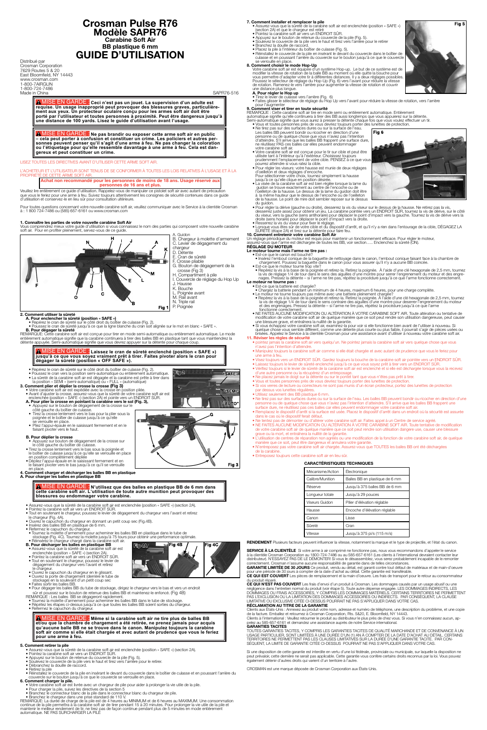# Crosman Pulse R76
# Modèle SAPR76
### Carabine Soft Air
### BB plastique 6 mm
# GUIDE D'UTILISATION

Distribué par
Crosman Corporation
7629 Routes 5 & 20
East Bloomfield, NY 14443
www.crosman.com
1-800-7AIRGUN
1-800-724-7486
Made in China

SAPR76-516

**⚠ MISE EN GARDE : Ceci n'est pas un jouet. La supervision d'un adulte est requise. Un usage inapproprié peut provoquer des blessures graves, particulièrement aux yeux. Un protecteur oculaire conçu pour les armes soft air doit être porté par l'utilisateur et toutes personnes à proximité. Peut être dangereux jusqu'à une distance de 100 yards. Lisez le guide d'utilisation avant l'usage.**

**⚠ MISE EN GARDE : Ne pas brandir ou exposer cette arme soft air en public – cela peut porter à confusion et constituer un crime. Les policiers et autres personnes peuvent penser qu'il s'agit d'une arme à feu. Ne pas changer la coloration ou l'étiquetage pour qu'elle ressemble davantage à une arme à feu. Cela est dangereux et peut constituer un crime.**

LISEZ TOUTES LES DIRECTIVES AVANT D'UTILISER CETTE ARME SOFT AIR.

L'ACHETEUR ET L'UTILISATEUR SONT TENUS DE SE CONFORMER À TOUTES LES LOIS RELATIVES À L'USAGE ET À LA PROPRIÉTÉ DE CETTE ARME SOFT AIR.

**Achat non recommandé pour les personnes de moins de 18 ans. Usage réservé aux personnes de 16 ans et plus.**

Veuillez lire entièrement ce guide d'utilisation. Rappelez-vous de manipuler ce pistolet soft air avec autant de précaution que vous le feriez pour une arme à feu. Suivez toujours attentivement les consignes de sécurité contenues dans ce guide d'utilisation et conservez-le en lieu sûr pour consultation ultérieure.

Pour toutes questions concernant votre nouvelle carabine soft air, veuillez communiquer avec le Service à la clientèle Crosman à : 1 800 724-7486 ou (585) 657-6161 ou www.crosman.com

### 1. Connaître les parties de votre nouvelle carabine Soft Air

Vous comprendrez mieux votre guide d'utilisation si vous connaissez le nom des parties qui composent votre nouvelle carabine soft air. Pour en profiter pleinement, servez-vous de ce guide.

A. Guidon
B. Chargeur à molette d'armement
C. Levier de dégagement du chargeur
D. Détente
E. Cran de sûreté
F. Crosse pliable
G. Bouton de dégagement de la crosse (Fig 3)
H. Compartiment à pile
I. Couvercle de réglage du Hop Up
J. Hausse
K. Bouche
L. Poignée avant
M. Rail avant
N. Triple rail
P. Poignée

Fig 1

### 2. Comment utiliser la sûreté

**A. Pour enclencher la sûreté (position « SAFE »)**
- Repérez le cran de sûreté sur le côté droit du boîtier de culasse (Fig. 2).
- Poussez le cran de sûreté jusqu'à ce que la ligne blanche du cran soit alignée sur le mot en blanc « SAFE ».

**B. Pour dégager la sûreté**
REMARQUE: Cette carabine soft air est conçue pour tirer en mode semi-automatique ou entièrement automatique. Le mode entièrement automatique signifie que la carabine continuera à tirer des balles BB en plastique tant que vous maintiendrez la détente appuyée. Semi-automatique signifie que vous devez appuyer sur la détente pour chaque coup.

**⚠ MISE EN GARDE : Laissez le cran de sûreté enclenché (position « SAFE ») jusqu'à ce que vous soyez vraiment prêt à tirer. Faites pivoter alors le cran pour dégager la sûreté (position « OFF SAFE »).**

- Repérez le cran de sûreté sur le côté droit du boîtier de culasse (Fig. 2).
- Poussez le cran vers la position semi-automatique ou entièrement automatique.
- La sûreté de la carabine soft air est dégagée et la carabine est prête à tirer dans la position « SEMI » (semi-automatique) ou « FULL » (automatique)

Fig 2 « SAFE » « SEMI » « AUTO »

### 3. Comment plier et déplier la crosse la crosse (Fig 3)

- Votre carabine soft air est expédiée avec la crosse en position pliée.
- Avant d'ajuster la crosse, assurez-vous que la sûreté de votre carabine soft air est enclenchée (position « SAFE ») (section 2A) et pointe vers un ENDROIT SÛR.

**A. Pour plier la crosse en pointant la carabine vers le sol (Fig. 3),**
- Appuyez sur le bouton de dégagement de la crosse sur le côté gauche du boîtier de culasse.
- Tirez la crosse lentement vers le bas pour la plier sous la poignée et le boîtier de culasse jusqu'à ce qu'elle se verrouille en place.
- Pliez l'appui-épaule en le saisissant fermement et en le faisant pivoter vers le haut.

**B. Pour déplier la crosse**
- Appuyez sur bouton de dégagement de la crosse sur le côté gauche du boîtier de culasse.
- Tirez la crosse lentement vers le bas sous la poignée et le boîtier de culasse jusqu'à ce qu'elle se verrouille en place en position complètement dépliée
- Dépliez l'appui-épaule en le saisissant fermement et en le faisant pivoter vers le bas jusqu'à ce qu'il se verrouille en place.

Fig 3

### 4. Comment charger et décharger les balles BB en plastique

**A. Pour charger les balles en plastique BB**

**⚠ MISE EN GARDE : N'utilisez que des balles en plastique BB de 6 mm dans cette carabine soft air. L'utilisation de toute autre munition peut provoquer des blessures ou endommager votre carabine.**

- Assurez-vous que la sûreté de la carabine soft air est enclenchée (position « SAFE ») (section 2A).
- Pointez la carabine soft air vers un ENDROIT SÛR.
- Tout en soutenant le chargeur, poussez le levier de dégagement du chargeur vers l'avant et retirez le chargeur (Fig. 4A).
- Ouvrez le capuchon du chargeur en donnant un petit coup sec (Fig.4B).
- Insérez des balles BB en plastique de 6 mm.
- Refermez le capuchon du chargeur.
  - Tournez la molette d'armement pour acheminer les balles BB en plastique dans le tube de stockage (Fig. 4C). Tournez la molette jusqu'à 75 tours pour obtenir une performance optimale.
  - Réinsérez le chargeur chargé dans la carabine soft air.

**B. Pour décharger les balles en plastique BB**
- Assurez-vous que la sûreté de la carabine soft air est enclenchée (position « SAFE ») (section 2A).
- Pointez la carabine soft air vers un ENDROIT SÛR.
- Tout en soutenant le chargeur, poussez le levier de dégagement du chargeur vers l'avant et retirez le chargeur.
- Ouvrez le capuchon du chargeur en le glissant.
- Ouvrez la porte de chargement (derrière le tube de stockage) en le soulevant d'un petit coup sec
- Faites sortir les balles BB.
- Pour dégager les balles BB du tube de stockage, dirigez le chargeur vers le bas et vers un endroit sûr et poussez sur le bouton de retenue des balles BB et maintenez-le enfoncé. (Fig 4B)

Fig 4A Fig 4B Fig 4C

REMARQUE : Les balles BB se dégageront rapidement.
- Tournez la molette d'armement pour acheminer les balles BB dans le tube de stockage.
- Répétez les étapes ci-dessus jusqu'à ce que toutes les balles BB soient sorties du chargeur.
- Refermez le capuchon du chargeur.

**⚠ MISE EN GARDE : Même si la carabine soft air ne tire plus de balles BB et/ou que la chambre de chargement a été retirée, ne prenez jamais pour acquis qu'aucune balle BB ne se trouve dans le canon. Manipulez toujours la carabine soft air comme si elle était chargée et avec autant de prudence que vous le feriez pour une arme à feu.**

### 5. Comment retirer la pile
- Assurez-vous que la sûreté de la carabine soft air est enclenchée (position « SAFE ») (section 2A).
- Pointez la carabine soft air vers un ENDROIT SÛR.
- Appuyez sur le bouton de retenue du couvercle de la pile (Fig. 5).
- Soulevez le couvercle de la pile vers le haut et tirez vers l'arrière pour le retirer.
- Débranchez la douille de raccord.
- Retirez la pile
- Réinstallez le couvercle de la pile en insérant le devant du couvercle dans le boîtier de culasse et en poussant l'arrière du couvercle sur le bouton jusqu'à ce que le couvercle se verrouille en place.

### 6. Comment charger la pile.
- Votre carabine soft air est livrée avec un chargeur de pile pour aider à prolonger la vie utile de la pile.
- Pour charger la pile, suivez les directives de la section 5
- Branchez le connecteur blanc de la pile dans le connecteur blanc du chargeur de pile.
- Branchez le chargeur dans une prise standard de 110 V.

REMARQUE: La durée de charge de la pile est de 4 heures au MINIMUM et de 6 heures au MAXIMUM. Une consommation continue de la pile permettra à la carabine soft air de tirer pendant 15 à 20 minutes. Pour prolonger la vie utile de la pile et maintenir le meilleur rendement de tir, ne tirez pas de façon continue pendant plus de 5 minutes en mode entièrement automatique. NE PAS SURCHARGER LA PILE

### 7. Comment installer et remplacer la pile
- Assurez-vous que la sûreté de la carabine soft air est enclenchée (position « SAFE ») (section 2A) et que le chargeur est retiré
- Pointez la carabine soft air vers un ENDROIT SÛR.
- Appuyez sur le bouton de retenue du couvercle de la pile (Fig. 5).
- Soulevez le couvercle de la pile vers le haut et tirez vers l'arrière pour le retirer
- Branchez la douille de raccord.
- Placez la pile à l'intérieur du boîtier de culasse (Fig. 5).
- Réinstallez le couvercle de la pile en insérant le devant du couvercle dans le boîtier de culasse et en poussant l'arrière du couvercle sur le bouton jusqu'à ce que le couvercle se verrouille en place.

Fig 5

### 8. Comment choisir le mode Hop-Up
Votre carabine soft air est équipée d'un système Hop-up. Le but de ce système est de modifier la vitesse de rotation de la balle BB au moment où elle quitte la bouche pour vous permettre d'adapter votre tir à différentes distances. Il y a deux réglages possibles. Poussez le sélecteur de réglage du Hop-Up (Fig. 6) vers l'avant pour réduire la vitesse de rotation. Ramenez-le vers l'arrière pour augmenter la vitesse de rotation et couvrir une distance plus longue.

**A. Pour régler le Hop up**
- Tirez le levier de culasse vers l'arrière (Fig. 6)
- Faites glisser le sélecteur de réglage du Hop Up vers l'avant pour réduire la vitesse de rotation, vers l'arrière pour l'augmenter

### 9. Comment viser et tirer en toute sécurité
REMARQUE : Cette carabine soft air tire en mode semi ou entièrement automatique. Entièrement automatique signifie qu'elle continuera à tirer des BB aussi longtemps que vous appuierez sur la détente. Semi-automatique signifie que vous aurez à presser la détente chaque fois que vous voulez effectuer un tir.
- Vous et toutes personnes près de vous devriez toujours porter des lunettes de protection.
- Ne tirez pas sur des surfaces dures ou sur la surface de l'eau. Les balles BB peuvent bondir ou ricocher en direction d'une personne ou de quelque chose que vous n'avez pas l'intention d'atteindre. S'il arrive que les balles BB frappent une surface dure, ne réutilisez PAS ces balles car elles peuvent endommager votre carabine soft air.
- Votre carabine soft air est conçue pour le tir sur cible et peut être utilisée tant à l'intérieur qu'à l'extérieur. Choisissez toujours prudemment l'emplacement de votre cible. PENSEZ à ce que vous pourrez atteindre si vous ratez la cible.
- Pour régler les viseurs: votre hausse est munie de deux réglages d'oeilleton et deux réglages d'encoche. Pour sélectionner votre choix, tournez simplement la hausse jusqu'à ce qu'elle clique en position désirée.
- La visée de la carabine soft air est bien réglée lorsque la lame du guidon se trouve exactement au centre de l'encoche ou de l'oeilleton de la hausse. Le dessus de la lame du guidon doit être à la même hauteur que le dessus de l'encoche ou de l'oeilleton de la hausse. Le point de mire doit sembler reposer sur le dessus du guidon.
- Pour régler la dérive (gauche ou droite), desserrez la vis du viseur sur le dessus de la hausse. Ne retirez pas la vis, desserrez juste assez pour obtenir un jeu. La carabine pointée vers un ENDROIT SÛR, tournez la vis de dérive, sur le côté du viseur, vers la gauche (sens antihoraire) pour déplacer le point d'impact vers la gauche. Tournez la vis de dérive vers la droite (sens horaire) pour déplacer le point d'impact vers la droite.
- Resserrez la vis du viseur pour fixer le réglage.
- Lorsque vous êtes sûr de votre cible et du dispositif d'arrêt, et qu'il n'y a rien dans l'entourage de la cible, DÉGAGEZ LA SÛRETÉ (étape 2A) et tirez sur la détente pour faire feu.

Fig 6

### 10. Comment entretenir votre carabine Soft Air
Un réglage périodique du moteur est requis pour maintenir un fonctionnement efficace. Pour régler le moteur, assurez-vous que l'arme est déchargée de toutes les BB, voir section..... Enclenchez la sûreté (ON).

**RÉGLAGE DU MOTEUR**

**Le moteur tourne mais l'arme ne tire pas :**
- Est-ce que le canon est bouché?
  - Insérez l'embout conique de la baguette de nettoyage dans le canon, l'embout conique faisant face à la chambre de chargement. Poussez la baguette dans le canon pour vous assurer qu'il n'y a aucune BB coincée.
- Est-ce que le moteur tourne trop vite?
  - Repérez la vis à la base de la poignée et retirez-la. Retirez la poignée. À l'aide d'une clé hexagonale de 2,5 mm, tournez la vis de réglage 1/4 de tour dans le sens des aiguilles d'une montre pour serrer l'engrenement du moteur et des engrenages. Pressez la détente – si l'arme ne tire pas, répétez la procédure jusqu'à ce que l'arme fonctionne correctement.

**Le moteur ne tourne pas :**
- Est-ce que la batterie est chargée?
  - Chargez la batterie pendant un minimum de 4 heures, maximum 6 heures, pour une charge complète.
- Le moteur ne tourne toujours pas même avec une batterie pleinement chargée?
  - Repérez la vis à la base de la poignée et retirez-la. Retirez la poignée. À l'aide d'une clé hexagonale de 2,5 mm, tournez la vis de réglage 1/4 de tour dans le sens contraire des aiguilles d'une montre pour desserrer l'engrenement du moteur et des engrenages. Pressez la détente – si l'arme ne tire pas, répétez la procédure jusqu'à ce que l'arme fonctionne correctement.
- NE FAITES AUCUNE MODIFICATION OU ALTÉRATION À VOTRE CARABINE SOFT AIR. Toute altération ou tentative de modification de votre carabine soft air de quelque manière que ce soit peut rendre son utilisation dangereuse, peut causer une blessure grave, et entraînera la nullité de la garantie.
- Si vous échappez votre carabine soft air, examinez-la pour voir si elle fonctionne bien avant de l'utiliser à nouveau. Si quelque chose vous semble différent, comme une détente plus courte ou plus faible, il pourrait s'agir de pièces usées ou brisées. Appelez le Service à la clientèle Crosman pour une assistance avant d'utiliser à nouveau votre carabine soft air.

### 11. Réviser les règles de sécurité
- Ne pointez jamais la carabine soft air vers quelqu'un. Ne pointez jamais la carabine soft air vers quelque chose que vous n'avez pas l'intention d'atteindre.
- Manipulez toujours la carabine soft air comme si elle était chargée et avec autant de prudence que vous le feriez pour une arme à feu.
- Visez toujours vers un ENDROIT SÛR. Gardez toujours la bouche de la carabine soft air pointée vers un ENDROIT SÛR.
- Laissez toujours le levier de sûreté enclenché jusqu'à ce que vous soyez prêt à tirer vers un ENDROIT SÛR.
- Vérifiez toujours si le levier de sûreté de la carabine soft air est enclenché et si elle est déchargée lorsque vous la recevez d'une autre personne ou la récupérez d'un entreposage.
- Ne placez jamais le doigt sur la détente ou sur le pontet tant que vous n'êtes pas prêt à tirer.
- Vous et toutes personnes près de vous devriez toujours porter des lunettes de protection.
- Si vos verres de lecture ou correcteurs ne sont pas munis d'un écran protecteur, portez des lunettes de protection par dessus vos lunettes régulières.
- Utilisez seulement des BB plastique 6 mm.
- Ne tirez pas sur des surfaces dures ou sur la surface de l'eau. Les balles BB peuvent bondir ou ricocher en direction d'une personne ou de quelque chose que vous n'avez pas l'intention d'atteindre. S'il arrive que les balles BB frappent une surface dure, ne réutilisez pas ces balles car elles peuvent endommager votre carabine soft air.
- Remplacez le dispositif d'arrêt si la surface est usée. Placez le dispositif d'arrêt dans un endroit où la sécurité est assurée dans le cas où le dispositif ferait défaut.
- Ne tentez pas de démonter ou d'altérer votre carabine soft air. Faites appel à un Centre de service agréé.
- NE FAITES AUCUNE MODIFICATION OU ALTÉRATION À VOTRE CARABINE SOFT AIR. Toute tentative de modification de votre carabine soft air de quelque manière que ce soit peut rendre son utilisation dangereuse, causer une blessure grave ou la mort, et entraînera la nullité de la garantie.
- L'utilisation de centres de réparation non agréés ou une modification de la fonction de votre carabine soft air, de quelque manière que ce soit, peut être dangereuse et annulera votre garantie.
- N'entreposez pas votre carabine soft air chargée. Assurez-vous que TOUTES les balles BB ont été déchargées de la carabine.
- Entreposez toujours cette carabine soft air en lieu sûr.

**CARACTÉRISTIQUES TECHNIQUES**

| | |
|---|---|
| Mécanisme/Action | Électronique |
| Calibre/Munition | Balles BB en plastique de 6 mm |
| Réserve | Jusqu'à 375 balles BB de 6 mm |
| Longueur totale | Jusqu'à 29 pouces |
| Viseurs Guidon | Pilier d'élévation réglable |
| Hausse | Encoche d'élévation réglable |
| Canon | Lisse |
| Sûreté | Cran |
| Vitesse | Jusqu'à 375 pi/s (115 m/s) |

**RENDEMENT** Plusieurs facteurs peuvent influencer la vitesse, notamment la marque et le type de projectile, et l'état du canon.

**SERVICE À LA CLIENTÈLE** Si votre arme à air comprimé ne fonctionne pas, nous vous recommandons d'appeler le service à la clientèle Crosman Corporation au 1800-724-7486 ou au 585-657-6161 (Les clients à l'international devraient contacter leur distributeur). N'ESSAYEZ PAS DE LE DÉMONTER! Si vous le désassemblez, vous serez probablement incapable de le remonter correctement. Crosman n'assume aucune responsabilité de garantie dans de telles circonstances.

**GARANTIE LIMITÉE DE 30 JOURS** Ce produit, vendu au détail, est garanti contre tout défaut de matériaux et de main-d'oeuvre pour une période de 30 jours à compter de la date d'achat au détail. Cette garantie est transférable.

**CE QUI EST COUVERT** Les pièces de remplacement et la main-d'oeuvre. Les frais de transport pour le retour au consommateur du produit réparé.

**CE QUI N'EST PAS COUVERT** Les frais d'envoi d'un produit à Crosman. Les dommages causés par un usage abusif ou une négligence dans l'entretien normal du produit (voir étape 5). Toute autre dépense engagée. LES DOMMAGES INDIRECTS, LES DOMMAGES OU FRAIS ACCESSOIRES, Y COMPRIS LES DOMMAGES MATÉRIELS. CERTAINS TERRITOIRES NE PERMETTENT PAS L'EXCLUSION OU LA LIMITATION DES DOMMAGES ACCESSOIRES OU INDIRECTS. PAR CONSÉQUENT, LA CLAUSE LIMITATIVE OU EXCLUSIVE CITÉE CI-DESSUS POURRAIT NE PAS S'APPLIQUER DANS VOTRE CAS.

**RÉCLAMATION AU TITRE DE LA GARANTIE**
Clients aux États-Unis : Annexez au produit votre nom, adresse et numéro de téléphone, une description du problème, et une copie de la facture. Emballez et retournez à Crosman Corporation, Rts. 5&20, E. Bloomfield, NY 14443.
Clients à l'international : Veuillez retourner le produit au distributeur le plus près de chez vous. Si vous n'en connaissez aucun, appelez au 585-657-6161 et demandez une assistance auprès de notre Service International.

**GARANTIES TACITES**
TOUTES GARANTIES TACITES, Y COMPRIS LES GARANTIES TACITES DE QUALITÉ MARCHANDE ET DE CONVENANCE À UN USAGE PARTICULIER, SONT LIMITÉES À UNE DURÉE D'UN (1) AN À COMPTER DE LA DATE D'ACHAT AU DÉTAIL. CERTAINS TERRITOIRES NE PERMETTENT PAS LES CLAUSES LIMITATIVES SUR LA DURÉE D'UNE GARANTIE TACITE. PAR CONSÉQUENT, LA LIMITE DE GARANTIE CITÉE CI-DESSUS POURRAIT NE PAS S'APPLIQUER DANS VOTRE CAS.

Si une disposition de cette garantie est interdite en vertu d'une loi fédérale, provinciale ou municipale, sur laquelle la disposition ne peut prévaloir, cette dernière ne serait pas applicable. Cette garantie vous confère certains droits reconnus par la loi. Vous pouvez également détenir d'autres droits qui varient d'un territoire à l'autre.

CROSMAN est une marque déposée de Crosman Corporation aux États-Unis.